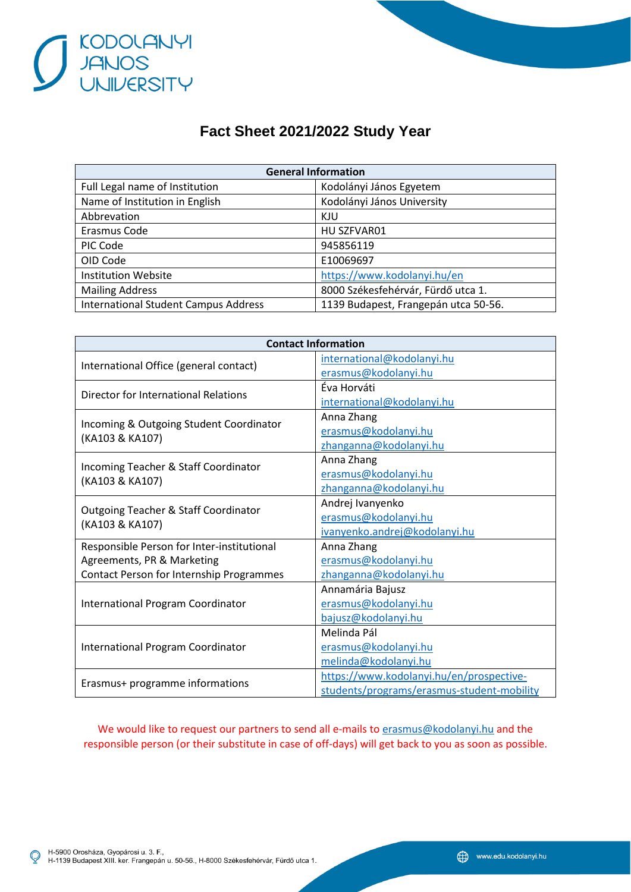KODOLÁNYI JÁNOS UNIVERSITY

# Fact Sheet 2021/2022 Study Year

| General Information | |
|---|---|
| Full Legal name of Institution | Kodolányi János Egyetem |
| Name of Institution in English | Kodolányi János University |
| Abbrevation | KJU |
| Erasmus Code | HU SZFVAR01 |
| PIC Code | 945856119 |
| OID Code | E10069697 |
| Institution Website | https://www.kodolanyi.hu/en |
| Mailing Address | 8000 Székesfehérvár, Fürdő utca 1. |
| International Student Campus Address | 1139 Budapest, Frangepán utca 50-56. |

| Contact Information | |
|---|---|
| International Office (general contact) | international@kodolanyi.hu<br>erasmus@kodolanyi.hu |
| Director for International Relations | Éva Horváti<br>international@kodolanyi.hu |
| Incoming & Outgoing Student Coordinator (KA103 & KA107) | Anna Zhang<br>erasmus@kodolanyi.hu<br>zhanganna@kodolanyi.hu |
| Incoming Teacher & Staff Coordinator (KA103 & KA107) | Anna Zhang<br>erasmus@kodolanyi.hu<br>zhanganna@kodolanyi.hu |
| Outgoing Teacher & Staff Coordinator (KA103 & KA107) | Andrej Ivanyenko<br>erasmus@kodolanyi.hu<br>ivanyenko.andrej@kodolanyi.hu |
| Responsible Person for Inter-institutional Agreements, PR & Marketing<br>Contact Person for Internship Programmes | Anna Zhang<br>erasmus@kodolanyi.hu<br>zhanganna@kodolanyi.hu |
| International Program Coordinator | Annamária Bajusz<br>erasmus@kodolanyi.hu<br>bajusz@kodolanyi.hu |
| International Program Coordinator | Melinda Pál<br>erasmus@kodolanyi.hu<br>melinda@kodolanyi.hu |
| Erasmus+ programme informations | https://www.kodolanyi.hu/en/prospective-students/programs/erasmus-student-mobility |

We would like to request our partners to send all e-mails to erasmus@kodolanyi.hu and the responsible person (or their substitute in case of off-days) will get back to you as soon as possible.

H-5900 Orosháza, Gyopárosi u. 3. F.,
H-1139 Budapest XIII. ker. Frangepán u. 50-56., H-8000 Székesfehérvár, Fürdő utca 1.

www.edu.kodolanyi.hu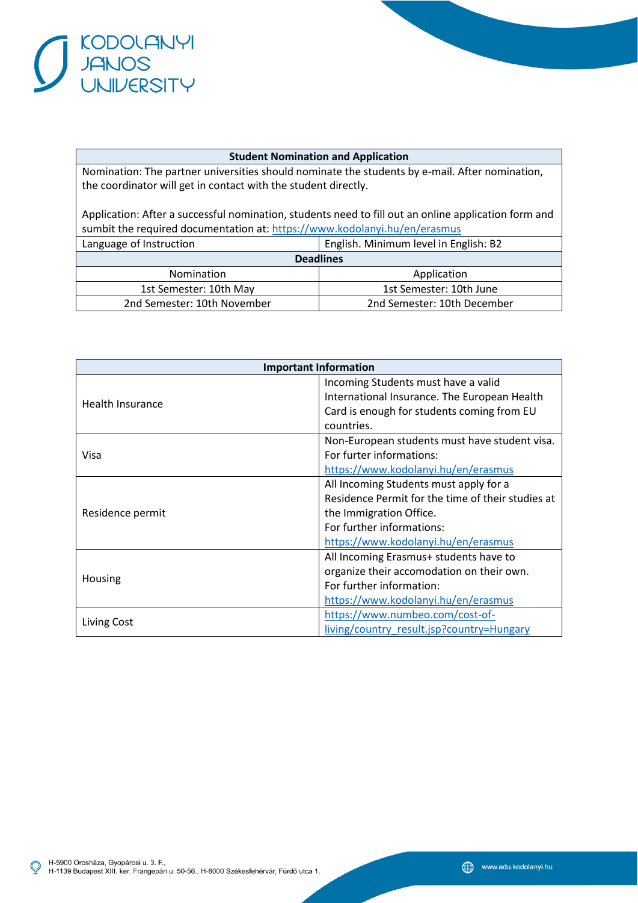| Student Nomination and Application | |
|---|---|
| Nomination: The partner universities should nominate the students by e-mail. After nomination, the coordinator will get in contact with the student directly.<br><br>Application: After a successful nomination, students need to fill out an online application form and sumbit the required documentation at: https://www.kodolanyi.hu/en/erasmus | |
| Language of Instruction | English. Minimum level in English: B2 |
| **Deadlines** | |
| Nomination | Application |
| 1st Semester: 10th May | 1st Semester: 10th June |
| 2nd Semester: 10th November | 2nd Semester: 10th December |

| Important Information | |
|---|---|
| Health Insurance | Incoming Students must have a valid International Insurance. The European Health Card is enough for students coming from EU countries. |
| Visa | Non-European students must have student visa. For furter informations: https://www.kodolanyi.hu/en/erasmus |
| Residence permit | All Incoming Students must apply for a Residence Permit for the time of their studies at the Immigration Office. For further informations: https://www.kodolanyi.hu/en/erasmus |
| Housing | All Incoming Erasmus+ students have to organize their accomodation on their own. For further information: https://www.kodolanyi.hu/en/erasmus |
| Living Cost | https://www.numbeo.com/cost-of-living/country_result.jsp?country=Hungary |